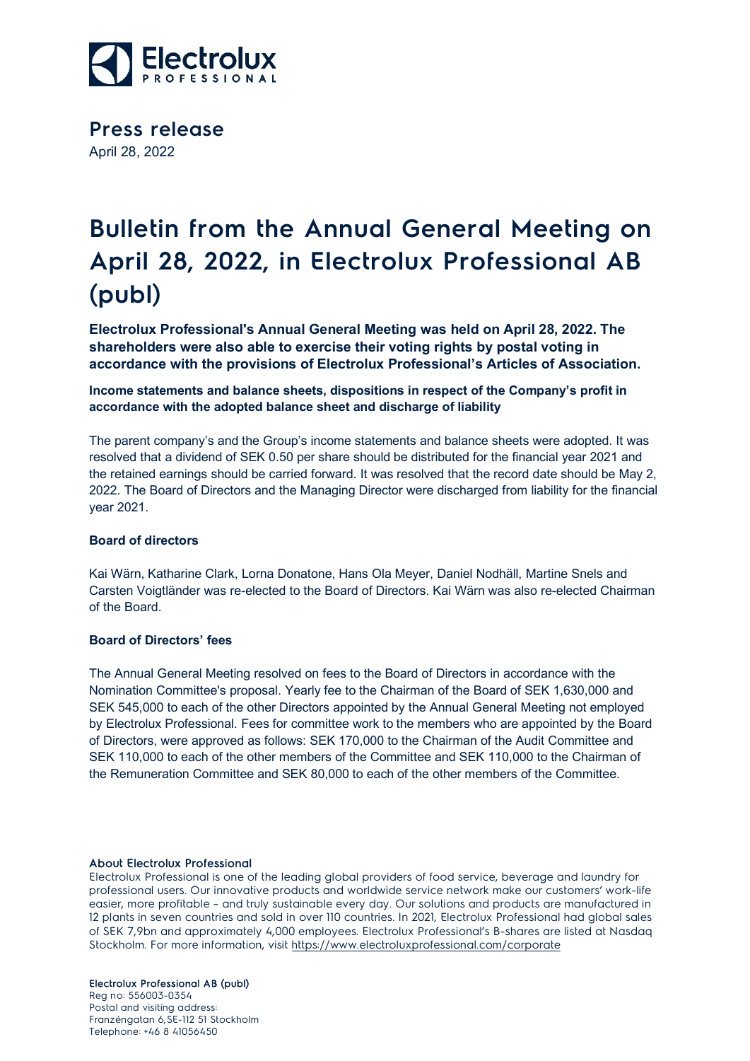# Press release

April 28, 2022

# Bulletin from the Annual General Meeting on April 28, 2022, in Electrolux Professional AB (publ)

**Electrolux Professional's Annual General Meeting was held on April 28, 2022. The shareholders were also able to exercise their voting rights by postal voting in accordance with the provisions of Electrolux Professional's Articles of Association.**

**Income statements and balance sheets, dispositions in respect of the Company's profit in accordance with the adopted balance sheet and discharge of liability**

The parent company's and the Group's income statements and balance sheets were adopted. It was resolved that a dividend of SEK 0.50 per share should be distributed for the financial year 2021 and the retained earnings should be carried forward. It was resolved that the record date should be May 2, 2022. The Board of Directors and the Managing Director were discharged from liability for the financial year 2021.

**Board of directors**

Kai Wärn, Katharine Clark, Lorna Donatone, Hans Ola Meyer, Daniel Nodhäll, Martine Snels and Carsten Voigtländer was re-elected to the Board of Directors. Kai Wärn was also re-elected Chairman of the Board.

**Board of Directors' fees**

The Annual General Meeting resolved on fees to the Board of Directors in accordance with the Nomination Committee's proposal. Yearly fee to the Chairman of the Board of SEK 1,630,000 and SEK 545,000 to each of the other Directors appointed by the Annual General Meeting not employed by Electrolux Professional. Fees for committee work to the members who are appointed by the Board of Directors, were approved as follows: SEK 170,000 to the Chairman of the Audit Committee and SEK 110,000 to each of the other members of the Committee and SEK 110,000 to the Chairman of the Remuneration Committee and SEK 80,000 to each of the other members of the Committee.

**About Electrolux Professional**

Electrolux Professional is one of the leading global providers of food service, beverage and laundry for professional users. Our innovative products and worldwide service network make our customers' work-life easier, more profitable – and truly sustainable every day. Our solutions and products are manufactured in 12 plants in seven countries and sold in over 110 countries. In 2021, Electrolux Professional had global sales of SEK 7,9bn and approximately 4,000 employees. Electrolux Professional's B-shares are listed at Nasdaq Stockholm. For more information, visit https://www.electroluxprofessional.com/corporate

**Electrolux Professional AB (publ)**
Reg no: 556003-0354
Postal and visiting address:
Franzéngatan 6, SE-112 51 Stockholm
Telephone: +46 8 41056450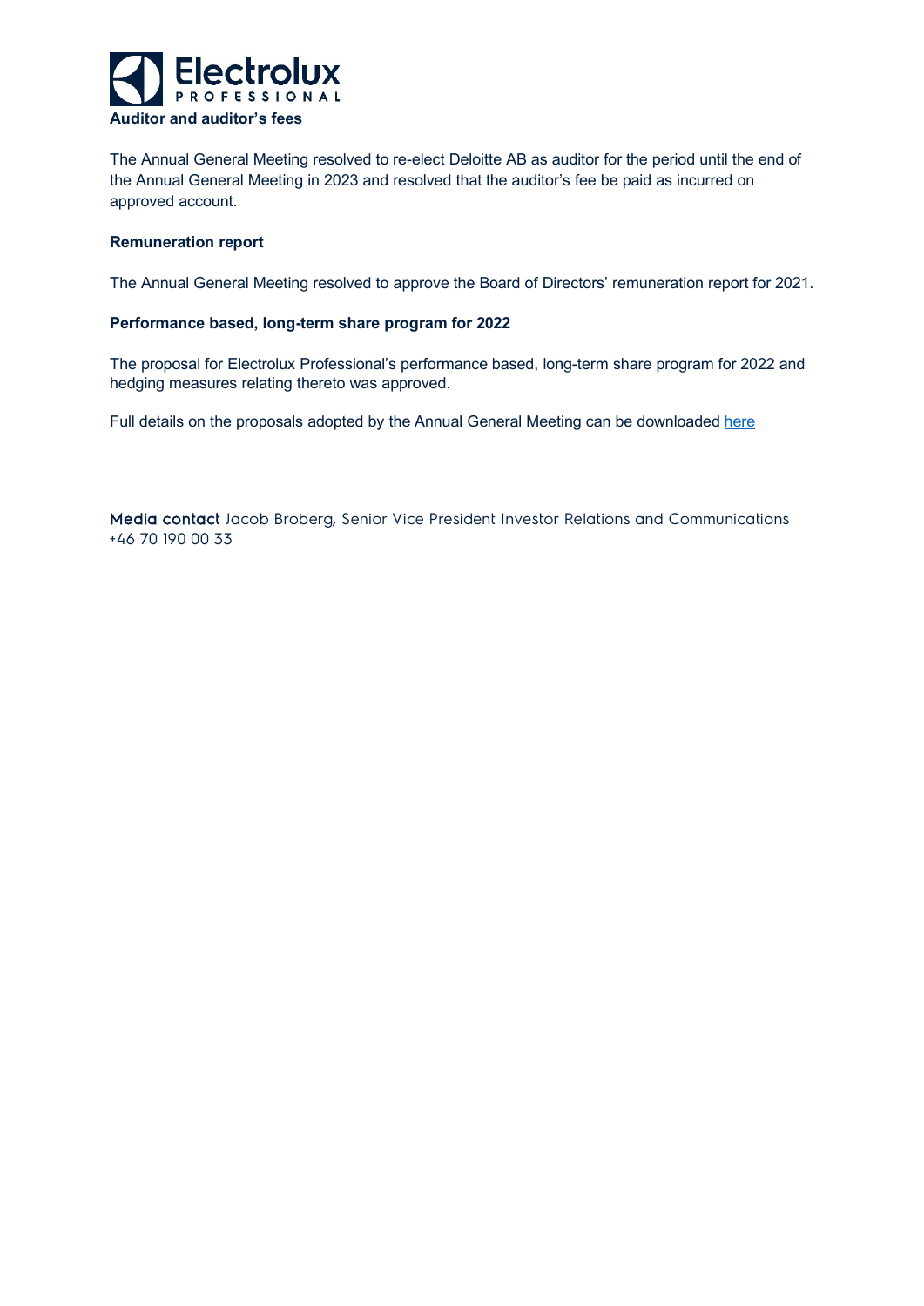**Auditor and auditor's fees**

The Annual General Meeting resolved to re-elect Deloitte AB as auditor for the period until the end of the Annual General Meeting in 2023 and resolved that the auditor's fee be paid as incurred on approved account.

**Remuneration report**

The Annual General Meeting resolved to approve the Board of Directors' remuneration report for 2021.

**Performance based, long-term share program for 2022**

The proposal for Electrolux Professional's performance based, long-term share program for 2022 and hedging measures relating thereto was approved.

Full details on the proposals adopted by the Annual General Meeting can be downloaded here

**Media contact** Jacob Broberg, Senior Vice President Investor Relations and Communications +46 70 190 00 33